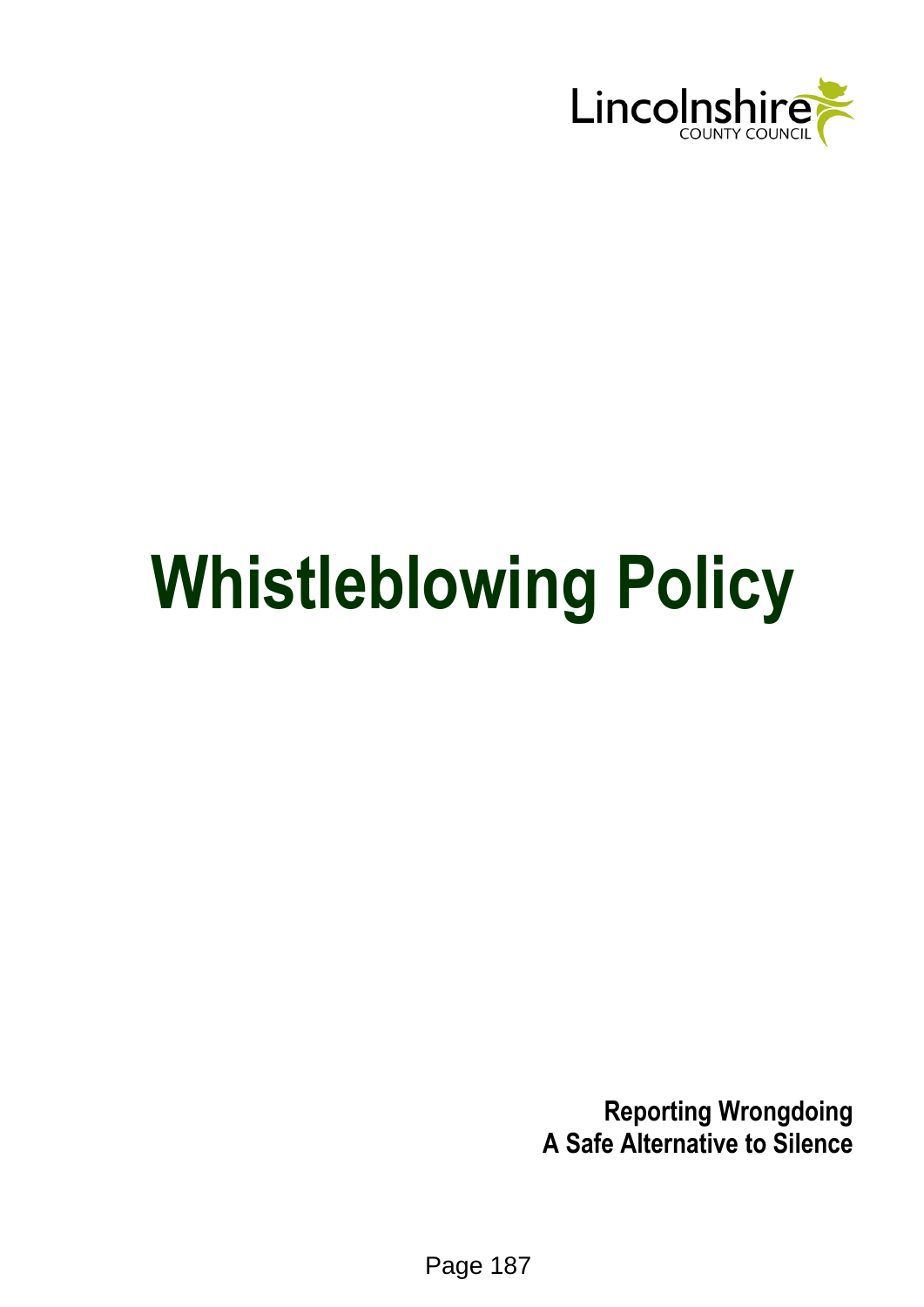Lincolnshire
COUNTY COUNCIL

# Whistleblowing Policy

**Reporting Wrongdoing**
**A Safe Alternative to Silence**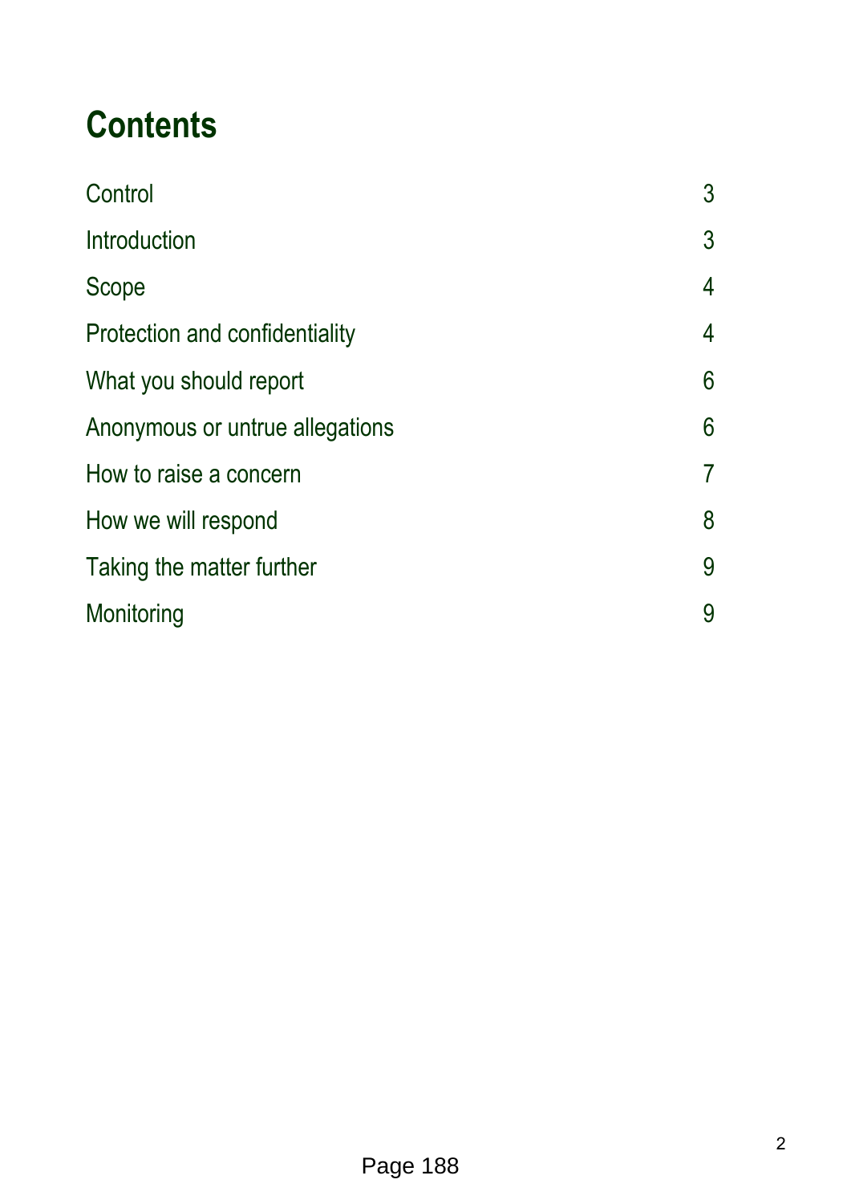# Contents

| | |
|---|---|
| Control | 3 |
| Introduction | 3 |
| Scope | 4 |
| Protection and confidentiality | 4 |
| What you should report | 6 |
| Anonymous or untrue allegations | 6 |
| How to raise a concern | 7 |
| How we will respond | 8 |
| Taking the matter further | 9 |
| Monitoring | 9 |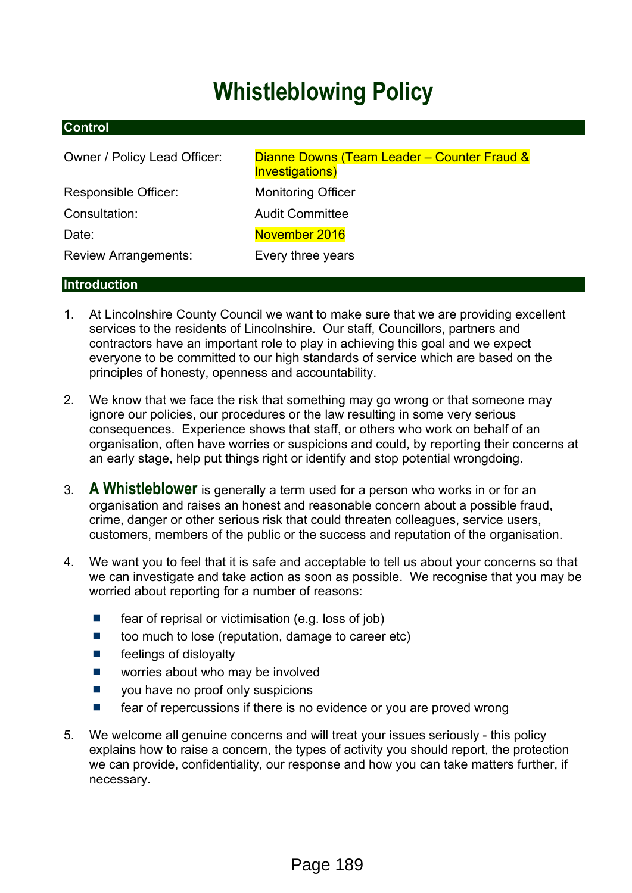# Whistleblowing Policy

## Control

| | |
|---|---|
| Owner / Policy Lead Officer: | Dianne Downs (Team Leader – Counter Fraud & Investigations) |
| Responsible Officer: | Monitoring Officer |
| Consultation: | Audit Committee |
| Date: | November 2016 |
| Review Arrangements: | Every three years |

## Introduction

1. At Lincolnshire County Council we want to make sure that we are providing excellent services to the residents of Lincolnshire. Our staff, Councillors, partners and contractors have an important role to play in achieving this goal and we expect everyone to be committed to our high standards of service which are based on the principles of honesty, openness and accountability.

2. We know that we face the risk that something may go wrong or that someone may ignore our policies, our procedures or the law resulting in some very serious consequences. Experience shows that staff, or others who work on behalf of an organisation, often have worries or suspicions and could, by reporting their concerns at an early stage, help put things right or identify and stop potential wrongdoing.

3. **A Whistleblower** is generally a term used for a person who works in or for an organisation and raises an honest and reasonable concern about a possible fraud, crime, danger or other serious risk that could threaten colleagues, service users, customers, members of the public or the success and reputation of the organisation.

4. We want you to feel that it is safe and acceptable to tell us about your concerns so that we can investigate and take action as soon as possible. We recognise that you may be worried about reporting for a number of reasons:

   - fear of reprisal or victimisation (e.g. loss of job)
   - too much to lose (reputation, damage to career etc)
   - feelings of disloyalty
   - worries about who may be involved
   - you have no proof only suspicions
   - fear of repercussions if there is no evidence or you are proved wrong

5. We welcome all genuine concerns and will treat your issues seriously - this policy explains how to raise a concern, the types of activity you should report, the protection we can provide, confidentiality, our response and how you can take matters further, if necessary.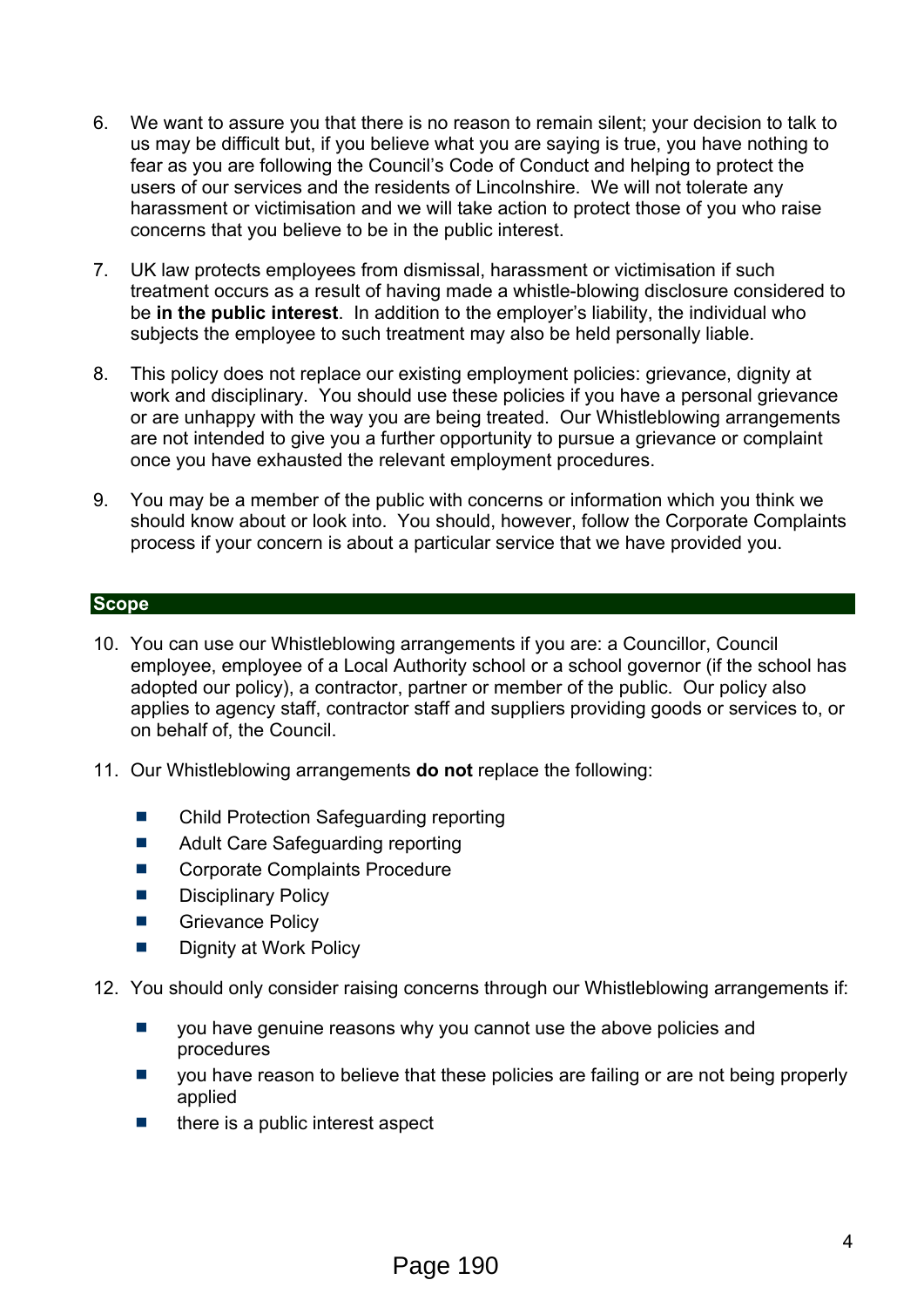6. We want to assure you that there is no reason to remain silent; your decision to talk to us may be difficult but, if you believe what you are saying is true, you have nothing to fear as you are following the Council's Code of Conduct and helping to protect the users of our services and the residents of Lincolnshire. We will not tolerate any harassment or victimisation and we will take action to protect those of you who raise concerns that you believe to be in the public interest.

7. UK law protects employees from dismissal, harassment or victimisation if such treatment occurs as a result of having made a whistle-blowing disclosure considered to be **in the public interest**. In addition to the employer's liability, the individual who subjects the employee to such treatment may also be held personally liable.

8. This policy does not replace our existing employment policies: grievance, dignity at work and disciplinary. You should use these policies if you have a personal grievance or are unhappy with the way you are being treated. Our Whistleblowing arrangements are not intended to give you a further opportunity to pursue a grievance or complaint once you have exhausted the relevant employment procedures.

9. You may be a member of the public with concerns or information which you think we should know about or look into. You should, however, follow the Corporate Complaints process if your concern is about a particular service that we have provided you.

## Scope

10. You can use our Whistleblowing arrangements if you are: a Councillor, Council employee, employee of a Local Authority school or a school governor (if the school has adopted our policy), a contractor, partner or member of the public. Our policy also applies to agency staff, contractor staff and suppliers providing goods or services to, or on behalf of, the Council.

11. Our Whistleblowing arrangements **do not** replace the following:

    - Child Protection Safeguarding reporting
    - Adult Care Safeguarding reporting
    - Corporate Complaints Procedure
    - Disciplinary Policy
    - Grievance Policy
    - Dignity at Work Policy

12. You should only consider raising concerns through our Whistleblowing arrangements if:

    - you have genuine reasons why you cannot use the above policies and procedures
    - you have reason to believe that these policies are failing or are not being properly applied
    - there is a public interest aspect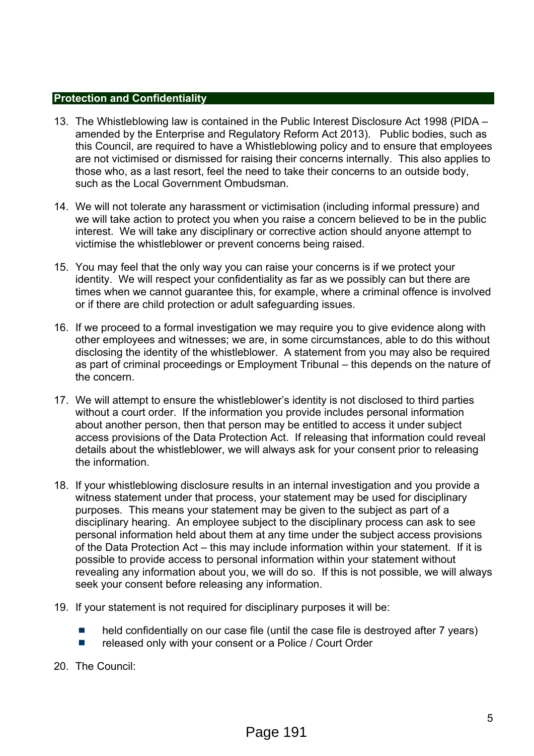## Protection and Confidentiality

13. The Whistleblowing law is contained in the Public Interest Disclosure Act 1998 (PIDA – amended by the Enterprise and Regulatory Reform Act 2013). Public bodies, such as this Council, are required to have a Whistleblowing policy and to ensure that employees are not victimised or dismissed for raising their concerns internally. This also applies to those who, as a last resort, feel the need to take their concerns to an outside body, such as the Local Government Ombudsman.

14. We will not tolerate any harassment or victimisation (including informal pressure) and we will take action to protect you when you raise a concern believed to be in the public interest. We will take any disciplinary or corrective action should anyone attempt to victimise the whistleblower or prevent concerns being raised.

15. You may feel that the only way you can raise your concerns is if we protect your identity. We will respect your confidentiality as far as we possibly can but there are times when we cannot guarantee this, for example, where a criminal offence is involved or if there are child protection or adult safeguarding issues.

16. If we proceed to a formal investigation we may require you to give evidence along with other employees and witnesses; we are, in some circumstances, able to do this without disclosing the identity of the whistleblower. A statement from you may also be required as part of criminal proceedings or Employment Tribunal – this depends on the nature of the concern.

17. We will attempt to ensure the whistleblower's identity is not disclosed to third parties without a court order. If the information you provide includes personal information about another person, then that person may be entitled to access it under subject access provisions of the Data Protection Act. If releasing that information could reveal details about the whistleblower, we will always ask for your consent prior to releasing the information.

18. If your whistleblowing disclosure results in an internal investigation and you provide a witness statement under that process, your statement may be used for disciplinary purposes. This means your statement may be given to the subject as part of a disciplinary hearing. An employee subject to the disciplinary process can ask to see personal information held about them at any time under the subject access provisions of the Data Protection Act – this may include information within your statement. If it is possible to provide access to personal information within your statement without revealing any information about you, we will do so. If this is not possible, we will always seek your consent before releasing any information.

19. If your statement is not required for disciplinary purposes it will be:

    - held confidentially on our case file (until the case file is destroyed after 7 years)
    - released only with your consent or a Police / Court Order

20. The Council: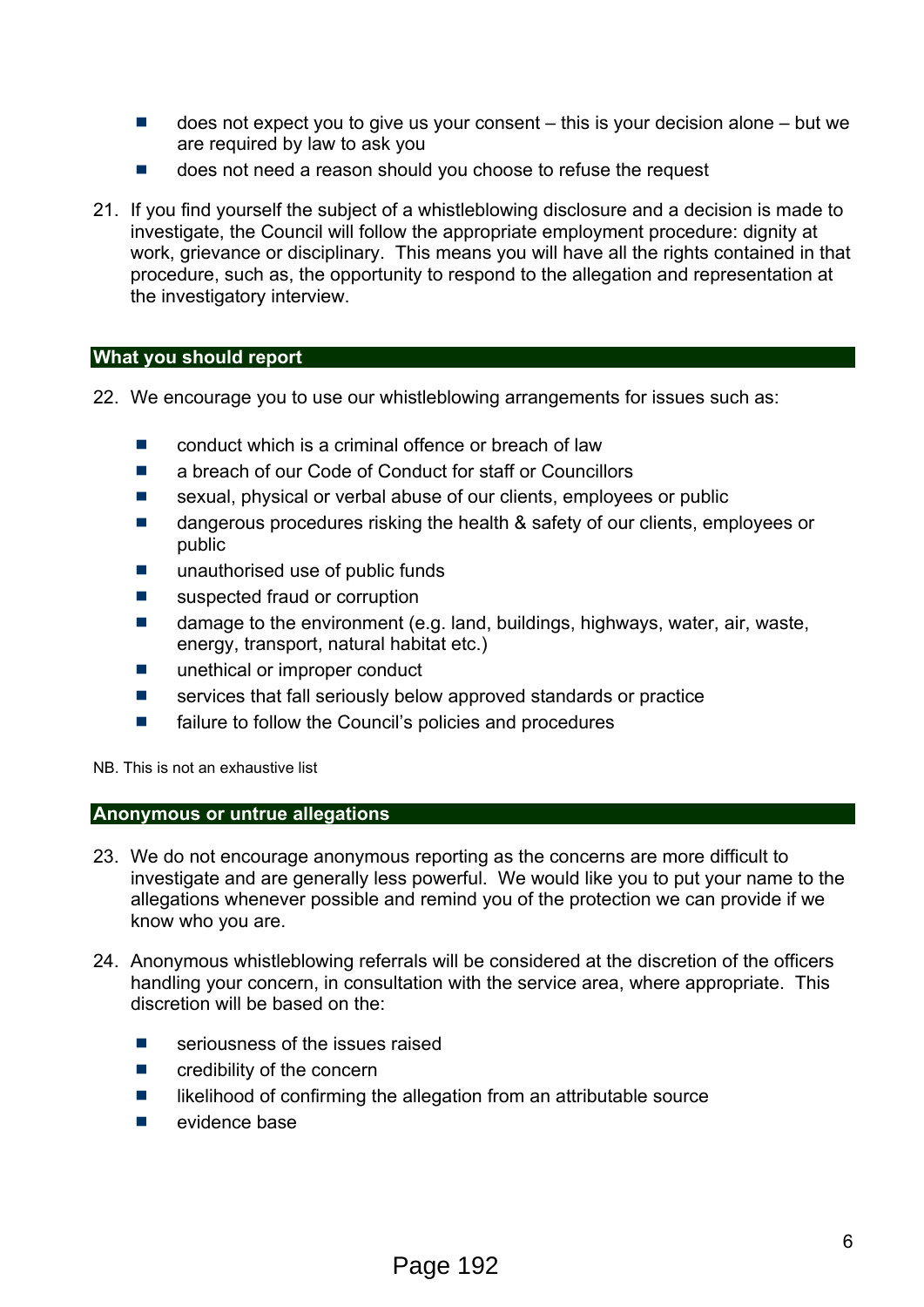- does not expect you to give us your consent – this is your decision alone – but we are required by law to ask you
- does not need a reason should you choose to refuse the request

21. If you find yourself the subject of a whistleblowing disclosure and a decision is made to investigate, the Council will follow the appropriate employment procedure: dignity at work, grievance or disciplinary. This means you will have all the rights contained in that procedure, such as, the opportunity to respond to the allegation and representation at the investigatory interview.

## What you should report

22. We encourage you to use our whistleblowing arrangements for issues such as:

   - conduct which is a criminal offence or breach of law
   - a breach of our Code of Conduct for staff or Councillors
   - sexual, physical or verbal abuse of our clients, employees or public
   - dangerous procedures risking the health & safety of our clients, employees or public
   - unauthorised use of public funds
   - suspected fraud or corruption
   - damage to the environment (e.g. land, buildings, highways, water, air, waste, energy, transport, natural habitat etc.)
   - unethical or improper conduct
   - services that fall seriously below approved standards or practice
   - failure to follow the Council's policies and procedures

NB. This is not an exhaustive list

## Anonymous or untrue allegations

23. We do not encourage anonymous reporting as the concerns are more difficult to investigate and are generally less powerful. We would like you to put your name to the allegations whenever possible and remind you of the protection we can provide if we know who you are.

24. Anonymous whistleblowing referrals will be considered at the discretion of the officers handling your concern, in consultation with the service area, where appropriate. This discretion will be based on the:

   - seriousness of the issues raised
   - credibility of the concern
   - likelihood of confirming the allegation from an attributable source
   - evidence base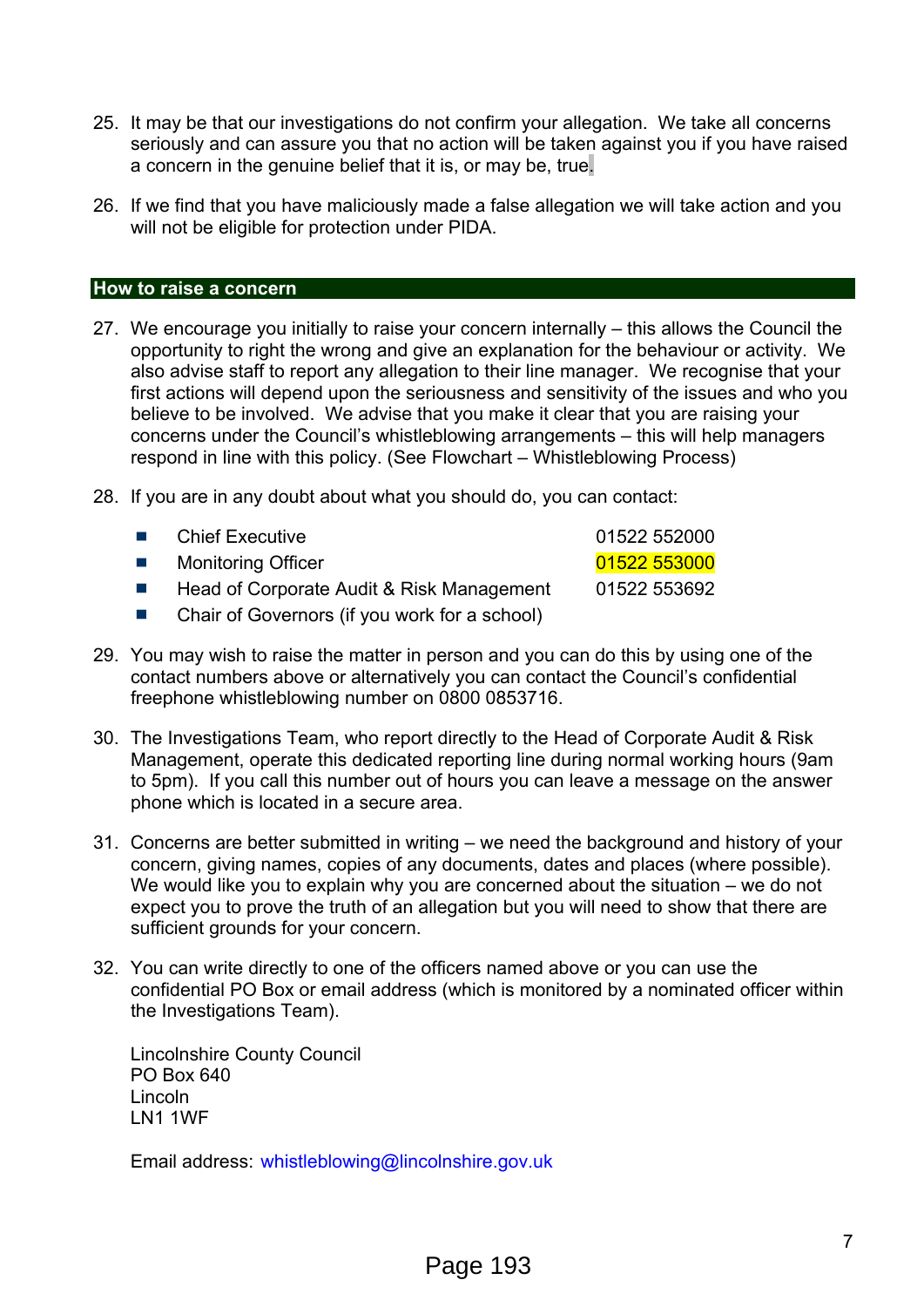25. It may be that our investigations do not confirm your allegation. We take all concerns seriously and can assure you that no action will be taken against you if you have raised a concern in the genuine belief that it is, or may be, true.

26. If we find that you have maliciously made a false allegation we will take action and you will not be eligible for protection under PIDA.

## How to raise a concern

27. We encourage you initially to raise your concern internally – this allows the Council the opportunity to right the wrong and give an explanation for the behaviour or activity. We also advise staff to report any allegation to their line manager. We recognise that your first actions will depend upon the seriousness and sensitivity of the issues and who you believe to be involved. We advise that you make it clear that you are raising your concerns under the Council's whistleblowing arrangements – this will help managers respond in line with this policy. (See Flowchart – Whistleblowing Process)

28. If you are in any doubt about what you should do, you can contact:

    - Chief Executive — 01522 552000
    - Monitoring Officer — 01522 553000
    - Head of Corporate Audit & Risk Management — 01522 553692
    - Chair of Governors (if you work for a school)

29. You may wish to raise the matter in person and you can do this by using one of the contact numbers above or alternatively you can contact the Council's confidential freephone whistleblowing number on 0800 0853716.

30. The Investigations Team, who report directly to the Head of Corporate Audit & Risk Management, operate this dedicated reporting line during normal working hours (9am to 5pm). If you call this number out of hours you can leave a message on the answer phone which is located in a secure area.

31. Concerns are better submitted in writing – we need the background and history of your concern, giving names, copies of any documents, dates and places (where possible). We would like you to explain why you are concerned about the situation – we do not expect you to prove the truth of an allegation but you will need to show that there are sufficient grounds for your concern.

32. You can write directly to one of the officers named above or you can use the confidential PO Box or email address (which is monitored by a nominated officer within the Investigations Team).

    Lincolnshire County Council
    PO Box 640
    Lincoln
    LN1 1WF

    Email address: whistleblowing@lincolnshire.gov.uk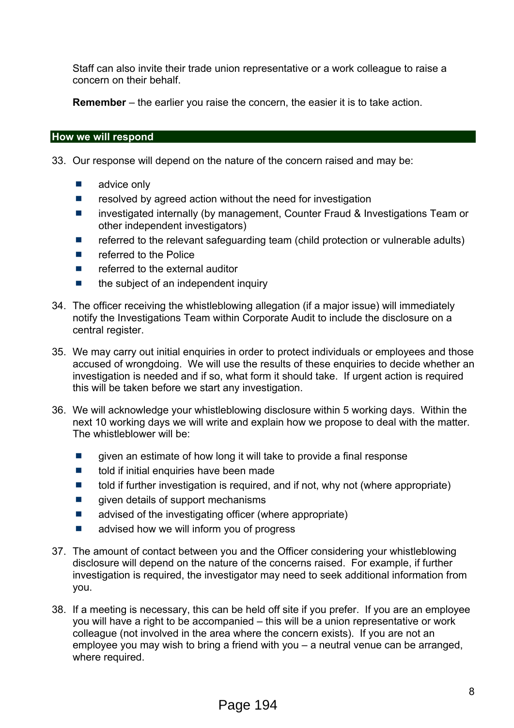Staff can also invite their trade union representative or a work colleague to raise a concern on their behalf.

**Remember** – the earlier you raise the concern, the easier it is to take action.

## How we will respond

33. Our response will depend on the nature of the concern raised and may be:

    - advice only
    - resolved by agreed action without the need for investigation
    - investigated internally (by management, Counter Fraud & Investigations Team or other independent investigators)
    - referred to the relevant safeguarding team (child protection or vulnerable adults)
    - referred to the Police
    - referred to the external auditor
    - the subject of an independent inquiry

34. The officer receiving the whistleblowing allegation (if a major issue) will immediately notify the Investigations Team within Corporate Audit to include the disclosure on a central register.

35. We may carry out initial enquiries in order to protect individuals or employees and those accused of wrongdoing. We will use the results of these enquiries to decide whether an investigation is needed and if so, what form it should take. If urgent action is required this will be taken before we start any investigation.

36. We will acknowledge your whistleblowing disclosure within 5 working days. Within the next 10 working days we will write and explain how we propose to deal with the matter. The whistleblower will be:

    - given an estimate of how long it will take to provide a final response
    - told if initial enquiries have been made
    - told if further investigation is required, and if not, why not (where appropriate)
    - given details of support mechanisms
    - advised of the investigating officer (where appropriate)
    - advised how we will inform you of progress

37. The amount of contact between you and the Officer considering your whistleblowing disclosure will depend on the nature of the concerns raised. For example, if further investigation is required, the investigator may need to seek additional information from you.

38. If a meeting is necessary, this can be held off site if you prefer. If you are an employee you will have a right to be accompanied – this will be a union representative or work colleague (not involved in the area where the concern exists). If you are not an employee you may wish to bring a friend with you – a neutral venue can be arranged, where required.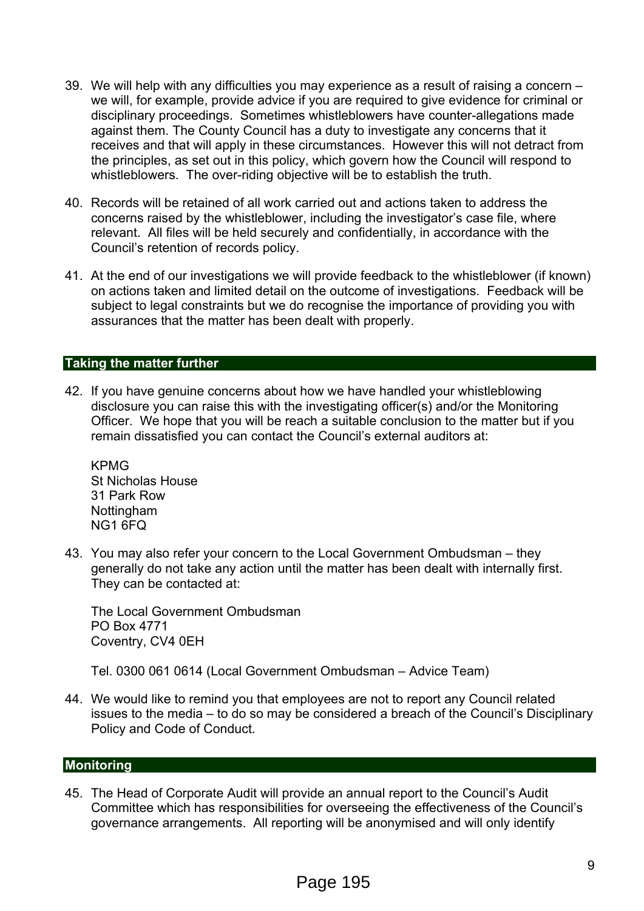39. We will help with any difficulties you may experience as a result of raising a concern – we will, for example, provide advice if you are required to give evidence for criminal or disciplinary proceedings. Sometimes whistleblowers have counter-allegations made against them. The County Council has a duty to investigate any concerns that it receives and that will apply in these circumstances. However this will not detract from the principles, as set out in this policy, which govern how the Council will respond to whistleblowers. The over-riding objective will be to establish the truth.

40. Records will be retained of all work carried out and actions taken to address the concerns raised by the whistleblower, including the investigator's case file, where relevant. All files will be held securely and confidentially, in accordance with the Council's retention of records policy.

41. At the end of our investigations we will provide feedback to the whistleblower (if known) on actions taken and limited detail on the outcome of investigations. Feedback will be subject to legal constraints but we do recognise the importance of providing you with assurances that the matter has been dealt with properly.

## Taking the matter further

42. If you have genuine concerns about how we have handled your whistleblowing disclosure you can raise this with the investigating officer(s) and/or the Monitoring Officer. We hope that you will be reach a suitable conclusion to the matter but if you remain dissatisfied you can contact the Council's external auditors at:

    KPMG
    St Nicholas House
    31 Park Row
    Nottingham
    NG1 6FQ

43. You may also refer your concern to the Local Government Ombudsman – they generally do not take any action until the matter has been dealt with internally first. They can be contacted at:

    The Local Government Ombudsman
    PO Box 4771
    Coventry, CV4 0EH

    Tel. 0300 061 0614 (Local Government Ombudsman – Advice Team)

44. We would like to remind you that employees are not to report any Council related issues to the media – to do so may be considered a breach of the Council's Disciplinary Policy and Code of Conduct.

## Monitoring

45. The Head of Corporate Audit will provide an annual report to the Council's Audit Committee which has responsibilities for overseeing the effectiveness of the Council's governance arrangements. All reporting will be anonymised and will only identify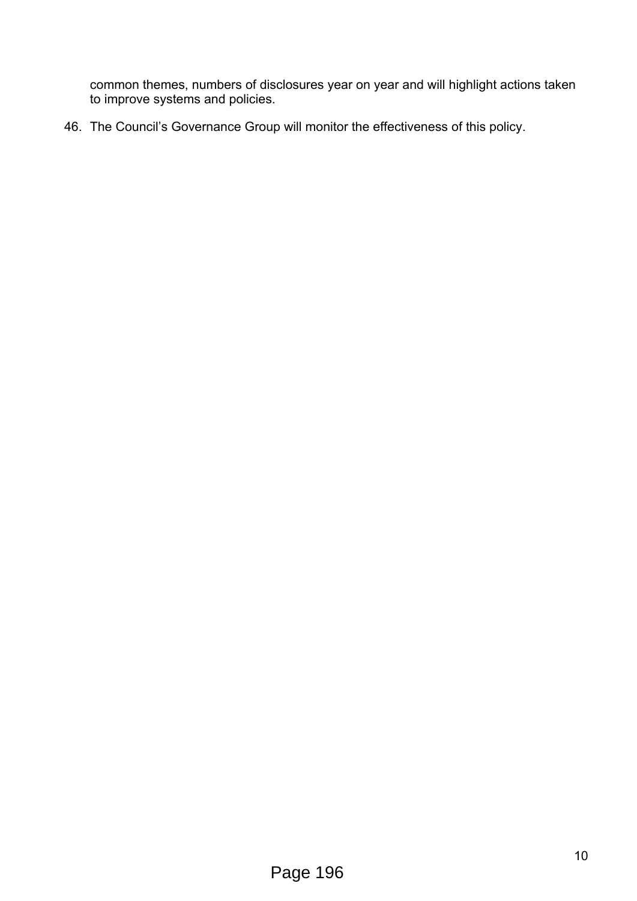common themes, numbers of disclosures year on year and will highlight actions taken to improve systems and policies.

46. The Council's Governance Group will monitor the effectiveness of this policy.